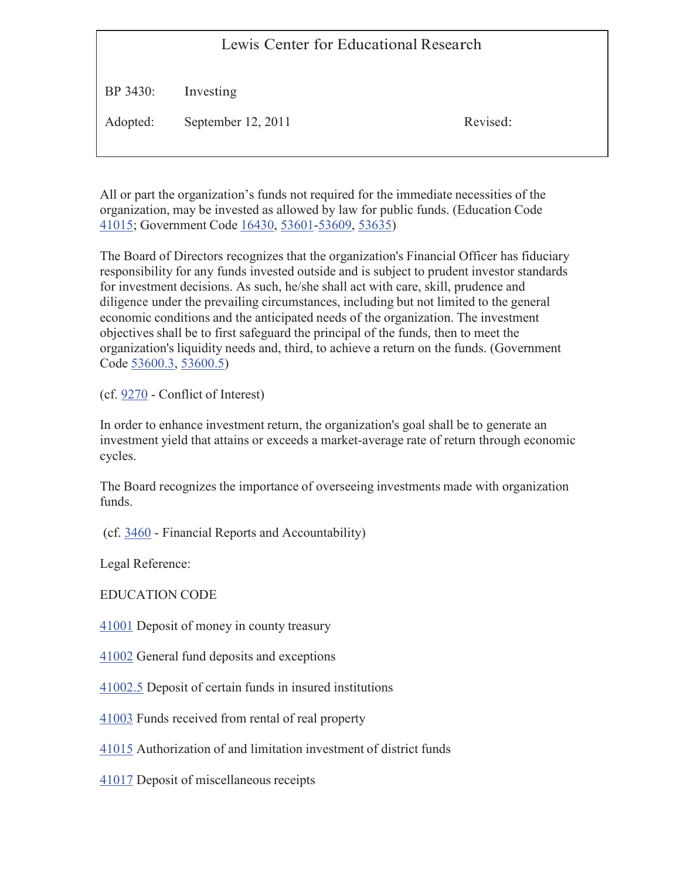# Lewis Center for Educational Research

| | | |
|---|---|---|
| BP 3430: | Investing | |
| Adopted: | September 12, 2011 | Revised: |

All or part the organization's funds not required for the immediate necessities of the organization, may be invested as allowed by law for public funds. (Education Code 41015; Government Code 16430, 53601-53609, 53635)

The Board of Directors recognizes that the organization's Financial Officer has fiduciary responsibility for any funds invested outside and is subject to prudent investor standards for investment decisions. As such, he/she shall act with care, skill, prudence and diligence under the prevailing circumstances, including but not limited to the general economic conditions and the anticipated needs of the organization. The investment objectives shall be to first safeguard the principal of the funds, then to meet the organization's liquidity needs and, third, to achieve a return on the funds. (Government Code 53600.3, 53600.5)

(cf. 9270 - Conflict of Interest)

In order to enhance investment return, the organization's goal shall be to generate an investment yield that attains or exceeds a market-average rate of return through economic cycles.

The Board recognizes the importance of overseeing investments made with organization funds.

(cf. 3460 - Financial Reports and Accountability)

Legal Reference:

EDUCATION CODE

41001 Deposit of money in county treasury

41002 General fund deposits and exceptions

41002.5 Deposit of certain funds in insured institutions

41003 Funds received from rental of real property

41015 Authorization of and limitation investment of district funds

41017 Deposit of miscellaneous receipts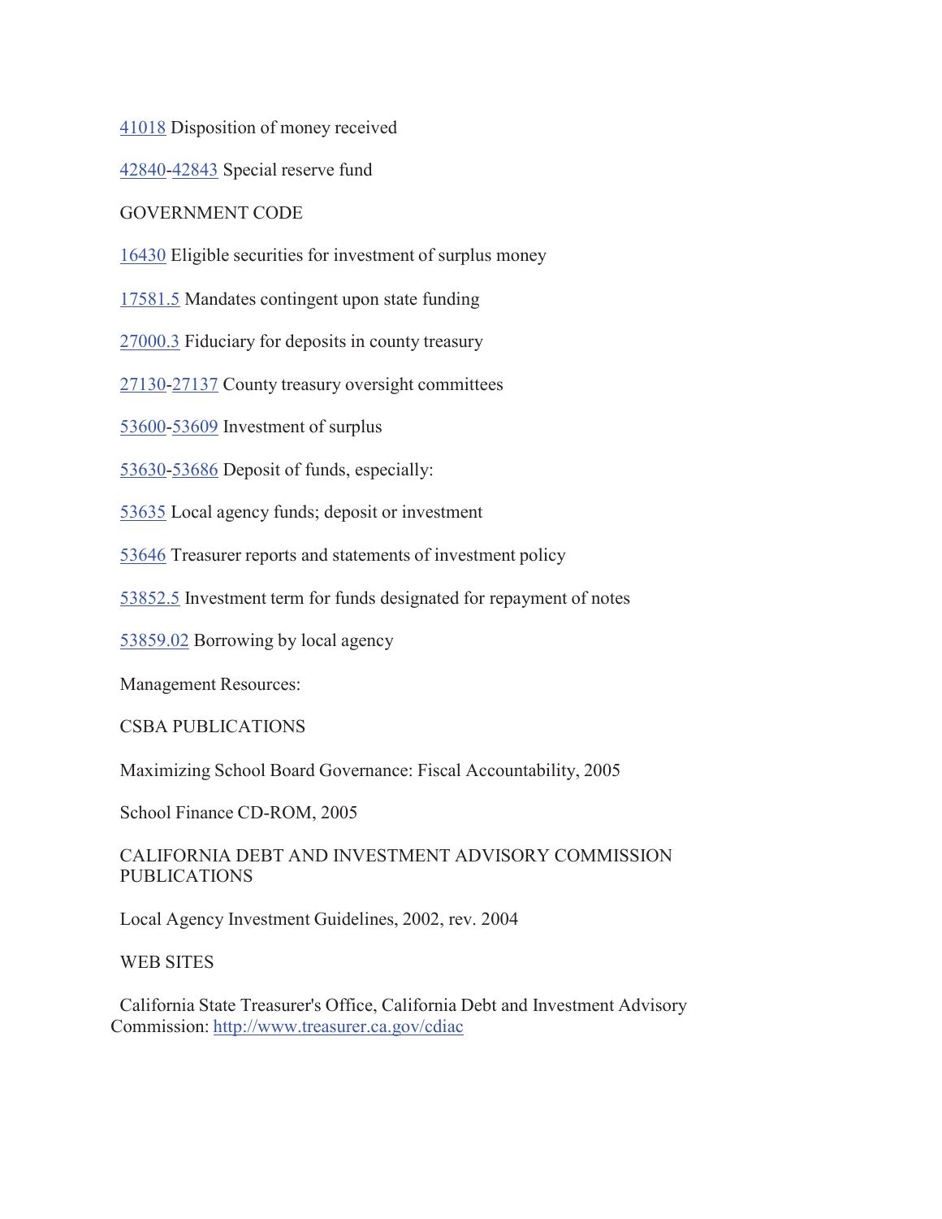41018 Disposition of money received

42840-42843 Special reserve fund

GOVERNMENT CODE

16430 Eligible securities for investment of surplus money

17581.5 Mandates contingent upon state funding

27000.3 Fiduciary for deposits in county treasury

27130-27137 County treasury oversight committees

53600-53609 Investment of surplus

53630-53686 Deposit of funds, especially:

53635 Local agency funds; deposit or investment

53646 Treasurer reports and statements of investment policy

53852.5 Investment term for funds designated for repayment of notes

53859.02 Borrowing by local agency

Management Resources:

CSBA PUBLICATIONS

Maximizing School Board Governance: Fiscal Accountability, 2005

School Finance CD-ROM, 2005

CALIFORNIA DEBT AND INVESTMENT ADVISORY COMMISSION PUBLICATIONS

Local Agency Investment Guidelines, 2002, rev. 2004

WEB SITES

California State Treasurer's Office, California Debt and Investment Advisory Commission: http://www.treasurer.ca.gov/cdiac